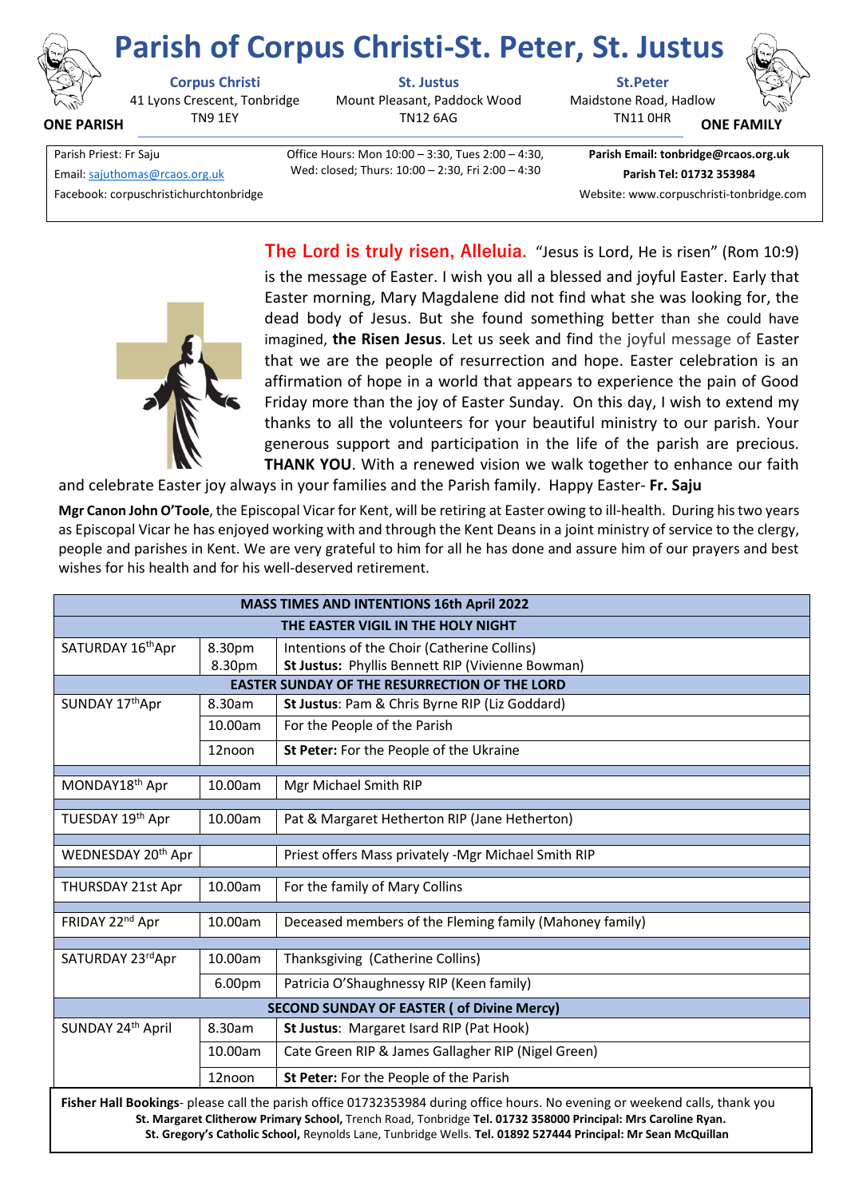# Parish of Corpus Christi-St. Peter, St. Justus

**ONE PARISH** — **ONE FAMILY**

**Corpus Christi**
41 Lyons Crescent, Tonbridge
TN9 1EY

**St. Justus**
Mount Pleasant, Paddock Wood
TN12 6AG

**St.Peter**
Maidstone Road, Hadlow
TN11 0HR

Parish Priest: Fr Saju
Email: sajuthomas@rcaos.org.uk
Facebook: corpuschristichurchtonbridge

Office Hours: Mon 10:00 – 3:30, Tues 2:00 – 4:30, Wed: closed; Thurs: 10:00 – 2:30, Fri 2:00 – 4:30

**Parish Email: tonbridge@rcaos.org.uk**
**Parish Tel: 01732 353984**
Website: www.corpuschristi-tonbridge.com

**The Lord is truly risen, Alleluia.** "Jesus is Lord, He is risen" (Rom 10:9) is the message of Easter. I wish you all a blessed and joyful Easter. Early that Easter morning, Mary Magdalene did not find what she was looking for, the dead body of Jesus. But she found something better than she could have imagined, **the Risen Jesus**. Let us seek and find the joyful message of Easter that we are the people of resurrection and hope. Easter celebration is an affirmation of hope in a world that appears to experience the pain of Good Friday more than the joy of Easter Sunday. On this day, I wish to extend my thanks to all the volunteers for your beautiful ministry to our parish. Your generous support and participation in the life of the parish are precious. **THANK YOU**. With a renewed vision we walk together to enhance our faith and celebrate Easter joy always in your families and the Parish family. Happy Easter- **Fr. Saju**

**Mgr Canon John O'Toole**, the Episcopal Vicar for Kent, will be retiring at Easter owing to ill-health. During his two years as Episcopal Vicar he has enjoyed working with and through the Kent Deans in a joint ministry of service to the clergy, people and parishes in Kent. We are very grateful to him for all he has done and assure him of our prayers and best wishes for his health and for his well-deserved retirement.

| **MASS TIMES AND INTENTIONS 16th April 2022** | | |
|---|---|---|
| **THE EASTER VIGIL IN THE HOLY NIGHT** | | |
| SATURDAY 16th Apr | 8.30pm | Intentions of the Choir (Catherine Collins) |
| | 8.30pm | **St Justus:** Phyllis Bennett RIP (Vivienne Bowman) |
| **EASTER SUNDAY OF THE RESURRECTION OF THE LORD** | | |
| SUNDAY 17th Apr | 8.30am | **St Justus**: Pam & Chris Byrne RIP (Liz Goddard) |
| | 10.00am | For the People of the Parish |
| | 12noon | **St Peter:** For the People of the Ukraine |
| MONDAY 18th Apr | 10.00am | Mgr Michael Smith RIP |
| TUESDAY 19th Apr | 10.00am | Pat & Margaret Hetherton RIP (Jane Hetherton) |
| WEDNESDAY 20th Apr | | Priest offers Mass privately -Mgr Michael Smith RIP |
| THURSDAY 21st Apr | 10.00am | For the family of Mary Collins |
| FRIDAY 22nd Apr | 10.00am | Deceased members of the Fleming family (Mahoney family) |
| SATURDAY 23rd Apr | 10.00am | Thanksgiving (Catherine Collins) |
| | 6.00pm | Patricia O'Shaughnessy RIP (Keen family) |
| **SECOND SUNDAY OF EASTER ( of Divine Mercy)** | | |
| SUNDAY 24th April | 8.30am | **St Justus**: Margaret Isard RIP (Pat Hook) |
| | 10.00am | Cate Green RIP & James Gallagher RIP (Nigel Green) |
| | 12noon | **St Peter:** For the People of the Parish |

**Fisher Hall Bookings**- please call the parish office 01732353984 during office hours. No evening or weekend calls, thank you

**St. Margaret Clitherow Primary School,** Trench Road, Tonbridge **Tel. 01732 358000 Principal: Mrs Caroline Ryan.**
**St. Gregory's Catholic School,** Reynolds Lane, Tunbridge Wells. **Tel. 01892 527444 Principal: Mr Sean McQuillan**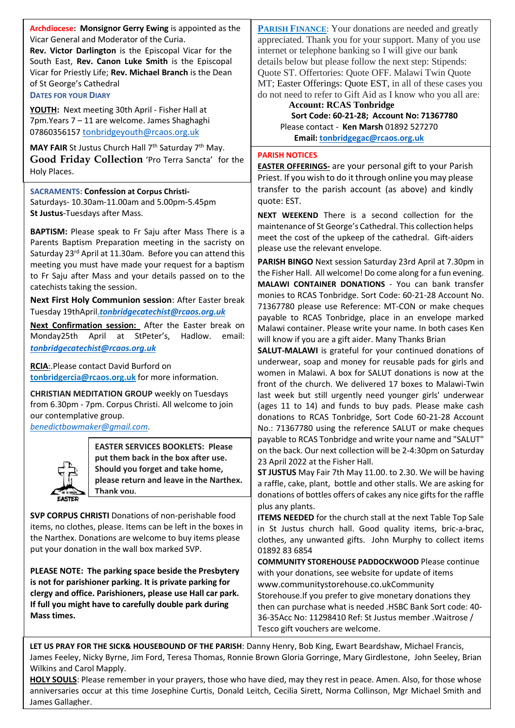**Archdiocese: Monsignor Gerry Ewing** is appointed as the Vicar General and Moderator of the Curia.
**Rev. Victor Darlington** is the Episcopal Vicar for the South East, **Rev. Canon Luke Smith** is the Episcopal Vicar for Priestly Life; **Rev. Michael Branch** is the Dean of St George's Cathedral

### DATES FOR YOUR DIARY

**YOUTH:** Next meeting 30th April - Fisher Hall at 7pm.Years 7 – 11 are welcome. James Shaghaghi 07860356157 tonbridgeyouth@rcaos.org.uk

**MAY FAIR** St Justus Church Hall 7th Saturday 7th May.
**Good Friday Collection** 'Pro Terra Sancta' for the Holy Places.

**SACRAMENTS: Confession at Corpus Christi-**
Saturdays- 10.30am-11.00am and 5.00pm-5.45pm
**St Justus**-Tuesdays after Mass.

**BAPTISM:** Please speak to Fr Saju after Mass There is a Parents Baptism Preparation meeting in the sacristy on Saturday 23rd April at 11.30am. Before you can attend this meeting you must have made your request for a baptism to Fr Saju after Mass and your details passed on to the catechists taking the session.

**Next First Holy Communion session**: After Easter break Tuesday 19thApril.***tonbridgecatechist@rcaos.org.uk***

**Next Confirmation session:** After the Easter break on Monday25th April at StPeter's, Hadlow. email: ***tonbridgecatechist@rcaos.org.uk***

**RCIA**:.Please contact David Burford on **tonbridgercia@rcaos.org.uk** for more information.

**CHRISTIAN MEDITATION GROUP** weekly on Tuesdays from 6.30pm - 7pm. Corpus Christi. All welcome to join our contemplative group.
*benedictbowmaker@gmail.com.*

**EASTER SERVICES BOOKLETS: Please put them back in the box after use. Should you forget and take home, please return and leave in the Narthex. Thank you.**

**SVP CORPUS CHRISTI** Donations of non-perishable food items, no clothes, please. Items can be left in the boxes in the Narthex. Donations are welcome to buy items please put your donation in the wall box marked SVP.

**PLEASE NOTE: The parking space beside the Presbytery is not for parishioner parking. It is private parking for clergy and office. Parishioners, please use Hall car park. If full you might have to carefully double park during Mass times.**

**PARISH FINANCE**: Your donations are needed and greatly appreciated. Thank you for your support. Many of you use internet or telephone banking so I will give our bank details below but please follow the next step: Stipends: Quote ST. Offertories: Quote OFF. Malawi Twin Quote MT; Easter Offerings: Quote EST, in all of these cases you do not need to refer to Gift Aid as I know who you all are:

**Account: RCAS Tonbridge**
**Sort Code: 60-21-28; Account No: 71367780**
Please contact - **Ken Marsh** 01892 527270
**Email: tonbridgegac@rcaos.org.uk**

### PARISH NOTICES

**EASTER OFFERINGS-** are your personal gift to your Parish Priest. If you wish to do it through online you may please transfer to the parish account (as above) and kindly quote: EST.

**NEXT WEEKEND** There is a second collection for the maintenance of St George's Cathedral. This collection helps meet the cost of the upkeep of the cathedral. Gift-aiders please use the relevant envelope.

**PARISH BINGO** Next session Saturday 23rd April at 7.30pm in the Fisher Hall. All welcome! Do come along for a fun evening.

**MALAWI CONTAINER DONATIONS** - You can bank transfer monies to RCAS Tonbridge. Sort Code: 60-21-28 Account No. 71367780 please use Reference: MT-CON or make cheques payable to RCAS Tonbridge, place in an envelope marked Malawi container. Please write your name. In both cases Ken will know if you are a gift aider. Many Thanks Brian

**SALUT-MALAWI** is grateful for your continued donations of underwear, soap and money for reusable pads for girls and women in Malawi. A box for SALUT donations is now at the front of the church. We delivered 17 boxes to Malawi-Twin last week but still urgently need younger girls' underwear (ages 11 to 14) and funds to buy pads. Please make cash donations to RCAS Tonbridge, Sort Code 60-21-28 Account No.: 71367780 using the reference SALUT or make cheques payable to RCAS Tonbridge and write your name and "SALUT" on the back. Our next collection will be 2-4:30pm on Saturday 23 April 2022 at the Fisher Hall.

**ST JUSTUS** May Fair 7th May 11.00. to 2.30. We will be having a raffle, cake, plant, bottle and other stalls. We are asking for donations of bottles offers of cakes any nice gifts for the raffle plus any plants.

**ITEMS NEEDED** for the church stall at the next Table Top Sale in St Justus church hall. Good quality items, bric-a-brac, clothes, any unwanted gifts. John Murphy to collect items 01892 83 6854

**COMMUNITY STOREHOUSE PADDOCKWOOD** Please continue with your donations, see website for update of items www.communitystorehouse.co.ukCommunity Storehouse.If you prefer to give monetary donations they then can purchase what is needed .HSBC Bank Sort code: 40-36-35Acc No: 11298410 Ref: St Justus member .Waitrose / Tesco gift vouchers are welcome.

**LET US PRAY FOR THE SICK& HOUSEBOUND OF THE PARISH**: Danny Henry, Bob King, Ewart Beardshaw, Michael Francis, James Feeley, Nicky Byrne, Jim Ford, Teresa Thomas, Ronnie Brown Gloria Gorringe, Mary Girdlestone, John Seeley, Brian Wilkins and Carol Mapply.

**HOLY SOULS**: Please remember in your prayers, those who have died, may they rest in peace. Amen. Also, for those whose anniversaries occur at this time Josephine Curtis, Donald Leitch, Cecilia Sirett, Norma Collinson, Mgr Michael Smith and James Gallagher.